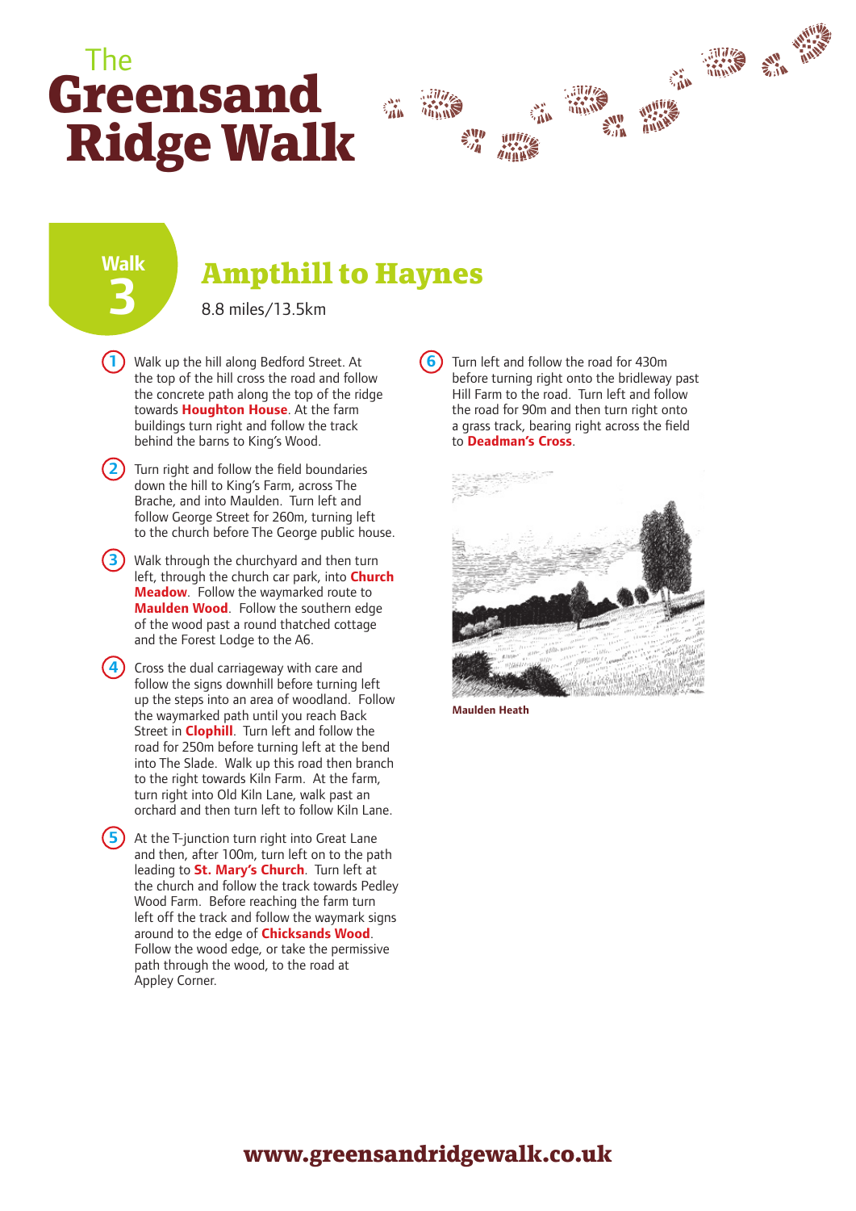# The Greensand Ridge Walk

## Walk 3

## Ampthill to Haynes

8.8 miles/13.5km

1. Walk up the hill along Bedford Street. At the top of the hill cross the road and follow the concrete path along the top of the ridge towards **Houghton House**. At the farm buildings turn right and follow the track behind the barns to King's Wood.

2. Turn right and follow the field boundaries down the hill to King's Farm, across The Brache, and into Maulden. Turn left and follow George Street for 260m, turning left to the church before The George public house.

3. Walk through the churchyard and then turn left, through the church car park, into **Church Meadow**. Follow the waymarked route to **Maulden Wood**. Follow the southern edge of the wood past a round thatched cottage and the Forest Lodge to the A6.

4. Cross the dual carriageway with care and follow the signs downhill before turning left up the steps into an area of woodland. Follow the waymarked path until you reach Back Street in **Clophill**. Turn left and follow the road for 250m before turning left at the bend into The Slade. Walk up this road then branch to the right towards Kiln Farm. At the farm, turn right into Old Kiln Lane, walk past an orchard and then turn left to follow Kiln Lane.

5. At the T-junction turn right into Great Lane and then, after 100m, turn left on to the path leading to **St. Mary's Church**. Turn left at the church and follow the track towards Pedley Wood Farm. Before reaching the farm turn left off the track and follow the waymark signs around to the edge of **Chicksands Wood**. Follow the wood edge, or take the permissive path through the wood, to the road at Appley Corner.

6. Turn left and follow the road for 430m before turning right onto the bridleway past Hill Farm to the road. Turn left and follow the road for 90m and then turn right onto a grass track, bearing right across the field to **Deadman's Cross**.

**Maulden Heath**

www.greensandridgewalk.co.uk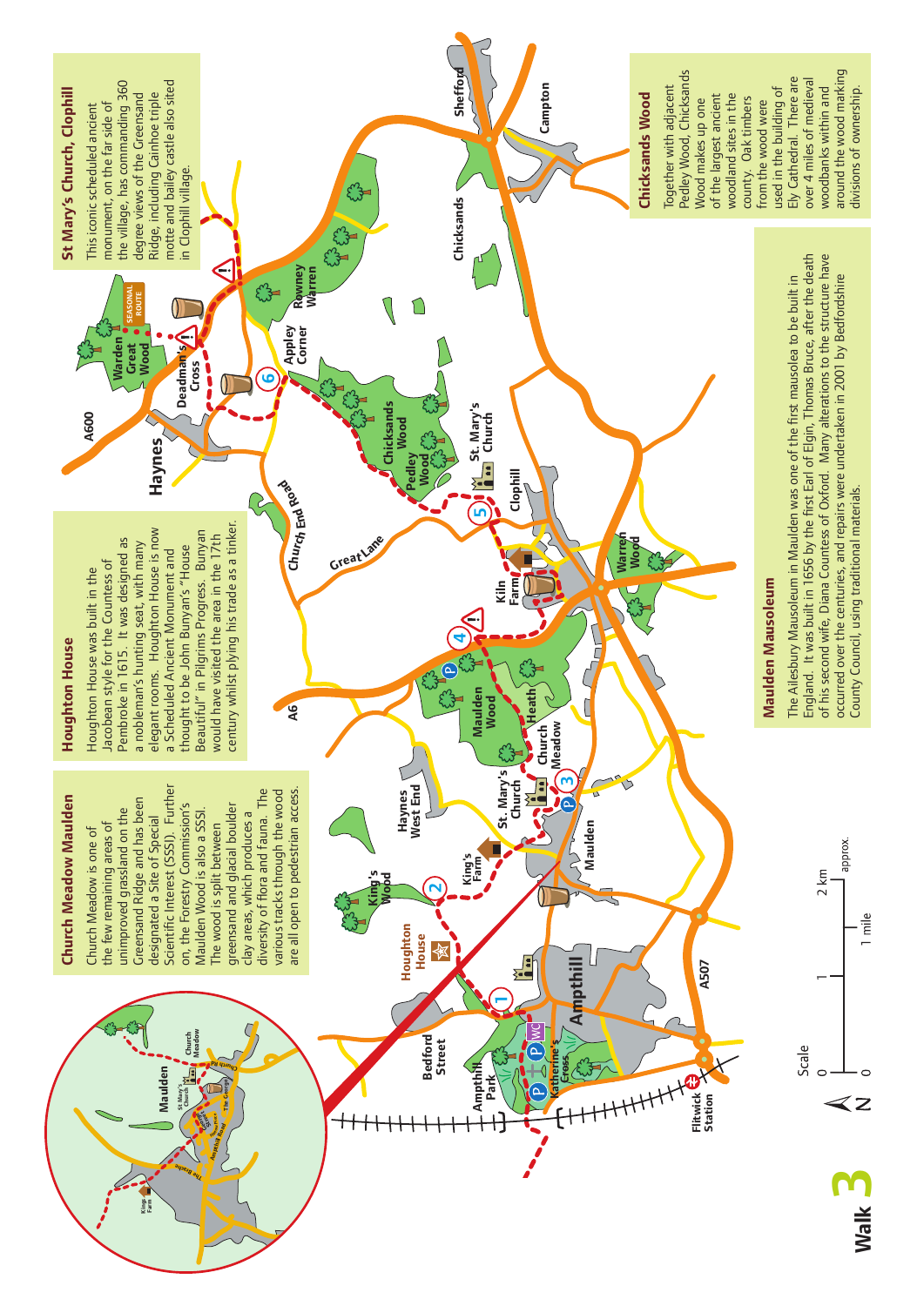# Walk 3

### Church Meadow Maulden

Church Meadow is one of the few remaining areas of unimproved grassland on the Greensand Ridge and has been designated a Site of Special Scientific Interest (SSSI). Further on, the Forestry Commission's Maulden Wood is also a SSSI. The wood is split between greensand and glacial boulder clay areas, which produces a diversity of flora and fauna. The various tracks through the wood are all open to pedestrian access.

### Houghton House

Houghton House was built in the Jacobean style for the Countess of Pembroke in 1615. It was designed as a nobleman's hunting seat, with many elegant rooms. Houghton House is now a Scheduled Ancient Monument and thought to be John Bunyan's "House Beautiful" in Pilgrims Progress. Bunyan would have visited the area in the 17th century whilst plying his trade as a tinker.

### St Mary's Church, Clophill

This iconic scheduled ancient monument, on the far side of the village, has commanding 360 degree views of the Greensand Ridge, including Cainhoe triple motte and bailey castle also sited in Clophill village.

### Chicksands Wood

Together with adjacent Pedley Wood, Chicksands Wood makes up one of the largest ancient woodland sites in the county. Oak timbers from the wood were used in the building of Ely Cathedral. There are over 4 miles of medieval woodbanks within and around the wood marking divisions of ownership.

### Maulden Mausoleum

The Ailesbury Mausoleum in Maulden was one of the first mausolea to be built in England. It was built in 1656 by the first Earl of Elgin, Thomas Bruce, after the death of his second wife, Diana Countess of Oxford. Many alterations to the structure have occurred over the centuries, and repairs were undertaken in 2001 by Bedfordshire County Council, using traditional materials.

Scale 0 1 2 km approx. 0 1 mile

N

Flitwick Station
Ampthill Park
Katherine's Cross
Bedford Street
Ampthill
A507
Houghton House
King's Wood
King's Farm
Maulden
St. Mary's Church
Haynes West End
Church Meadow
Heath
Maulden Wood
A6
Kiln Farm
Warren Wood
Clophill
St. Mary's Church
Pedley Wood
Chicksands Wood
Great Lane
Church End Road
Haynes
A600
Deadman's Cross
Warden Great Wood
SEASONAL ROUTE
Appley Corner
Rowney Warren
Chicksands
Shefford
Campton
Maulden
St Mary's Church
Church Meadow
Kings Farm
The Brache
Church Rd
Ampthill Road
The George